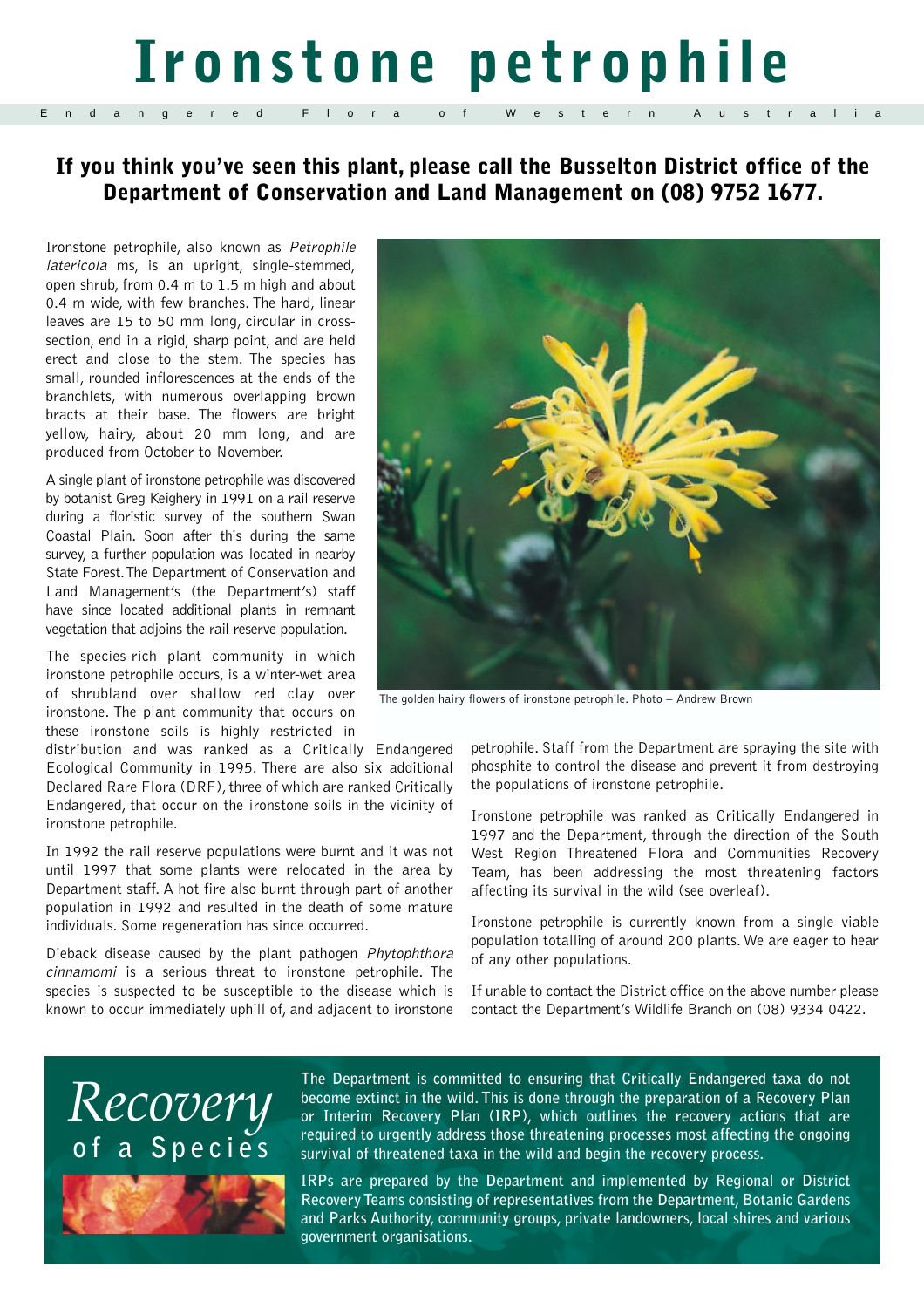# Ironstone petrophile

Endangered Flora of Western Australia

**If you think you've seen this plant, please call the Busselton District office of the Department of Conservation and Land Management on (08) 9752 1677.**

Ironstone petrophile, also known as *Petrophile latericola* ms, is an upright, single-stemmed, open shrub, from 0.4 m to 1.5 m high and about 0.4 m wide, with few branches. The hard, linear leaves are 15 to 50 mm long, circular in cross-section, end in a rigid, sharp point, and are held erect and close to the stem. The species has small, rounded inflorescences at the ends of the branchlets, with numerous overlapping brown bracts at their base. The flowers are bright yellow, hairy, about 20 mm long, and are produced from October to November.

A single plant of ironstone petrophile was discovered by botanist Greg Keighery in 1991 on a rail reserve during a floristic survey of the southern Swan Coastal Plain. Soon after this during the same survey, a further population was located in nearby State Forest. The Department of Conservation and Land Management's (the Department's) staff have since located additional plants in remnant vegetation that adjoins the rail reserve population.

The species-rich plant community in which ironstone petrophile occurs, is a winter-wet area of shrubland over shallow red clay over ironstone. The plant community that occurs on these ironstone soils is highly restricted in distribution and was ranked as a Critically Endangered Ecological Community in 1995. There are also six additional Declared Rare Flora (DRF), three of which are ranked Critically Endangered, that occur on the ironstone soils in the vicinity of ironstone petrophile.

In 1992 the rail reserve populations were burnt and it was not until 1997 that some plants were relocated in the area by Department staff. A hot fire also burnt through part of another population in 1992 and resulted in the death of some mature individuals. Some regeneration has since occurred.

Dieback disease caused by the plant pathogen *Phytophthora cinnamomi* is a serious threat to ironstone petrophile. The species is suspected to be susceptible to the disease which is known to occur immediately uphill of, and adjacent to ironstone petrophile. Staff from the Department are spraying the site with phosphite to control the disease and prevent it from destroying the populations of ironstone petrophile.

The golden hairy flowers of ironstone petrophile. Photo – Andrew Brown

Ironstone petrophile was ranked as Critically Endangered in 1997 and the Department, through the direction of the South West Region Threatened Flora and Communities Recovery Team, has been addressing the most threatening factors affecting its survival in the wild (see overleaf).

Ironstone petrophile is currently known from a single viable population totalling of around 200 plants. We are eager to hear of any other populations.

If unable to contact the District office on the above number please contact the Department's Wildlife Branch on (08) 9334 0422.

## *Recovery* of a Species

**The Department is committed to ensuring that Critically Endangered taxa do not become extinct in the wild. This is done through the preparation of a Recovery Plan or Interim Recovery Plan (IRP), which outlines the recovery actions that are required to urgently address those threatening processes most affecting the ongoing survival of threatened taxa in the wild and begin the recovery process.**

**IRPs are prepared by the Department and implemented by Regional or District Recovery Teams consisting of representatives from the Department, Botanic Gardens and Parks Authority, community groups, private landowners, local shires and various government organisations.**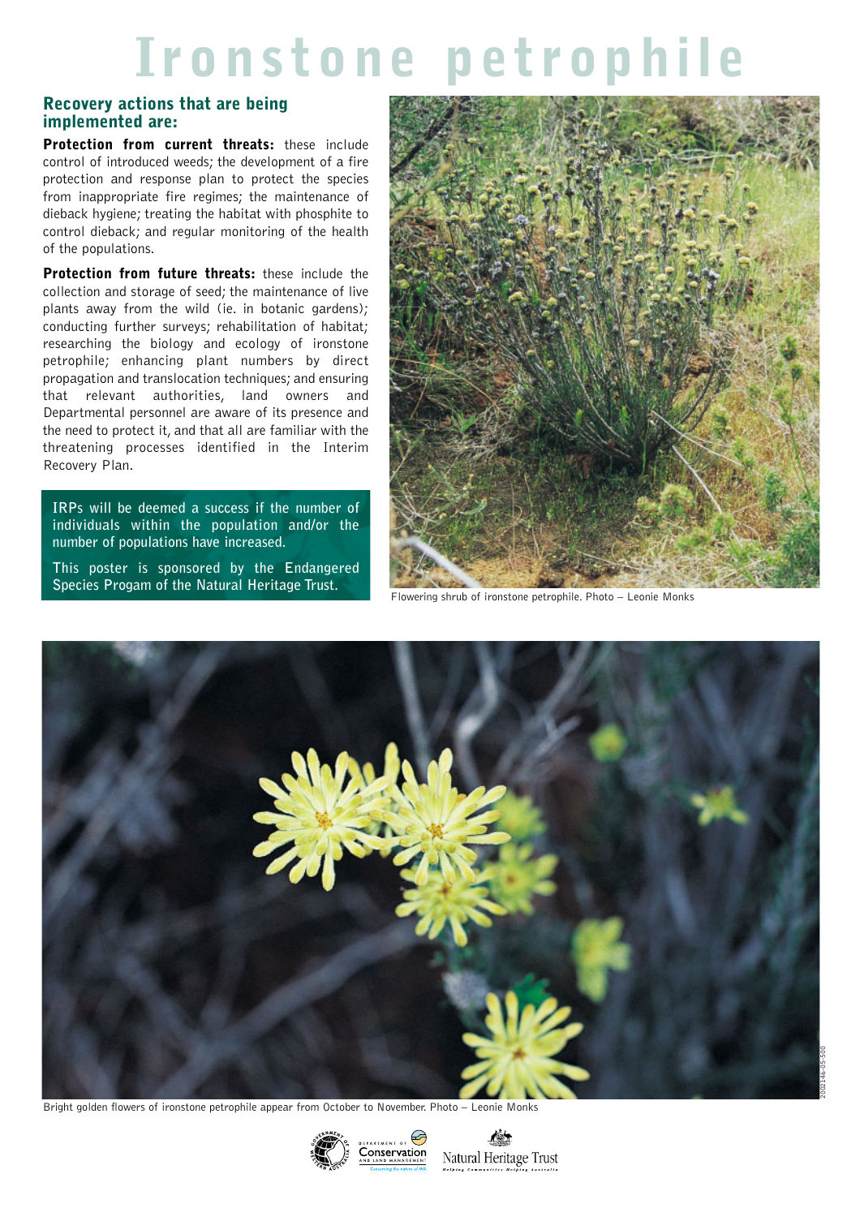# Ironstone petrophile

## Recovery actions that are being implemented are:

**Protection from current threats:** these include control of introduced weeds; the development of a fire protection and response plan to protect the species from inappropriate fire regimes; the maintenance of dieback hygiene; treating the habitat with phosphite to control dieback; and regular monitoring of the health of the populations.

**Protection from future threats:** these include the collection and storage of seed; the maintenance of live plants away from the wild (ie. in botanic gardens); conducting further surveys; rehabilitation of habitat; researching the biology and ecology of ironstone petrophile; enhancing plant numbers by direct propagation and translocation techniques; and ensuring that relevant authorities, land owners and Departmental personnel are aware of its presence and the need to protect it, and that all are familiar with the threatening processes identified in the Interim Recovery Plan.

IRPs will be deemed a success if the number of individuals within the population and/or the number of populations have increased.

This poster is sponsored by the Endangered Species Progam of the Natural Heritage Trust.

Flowering shrub of ironstone petrophile. Photo – Leonie Monks

Bright golden flowers of ironstone petrophile appear from October to November. Photo – Leonie Monks